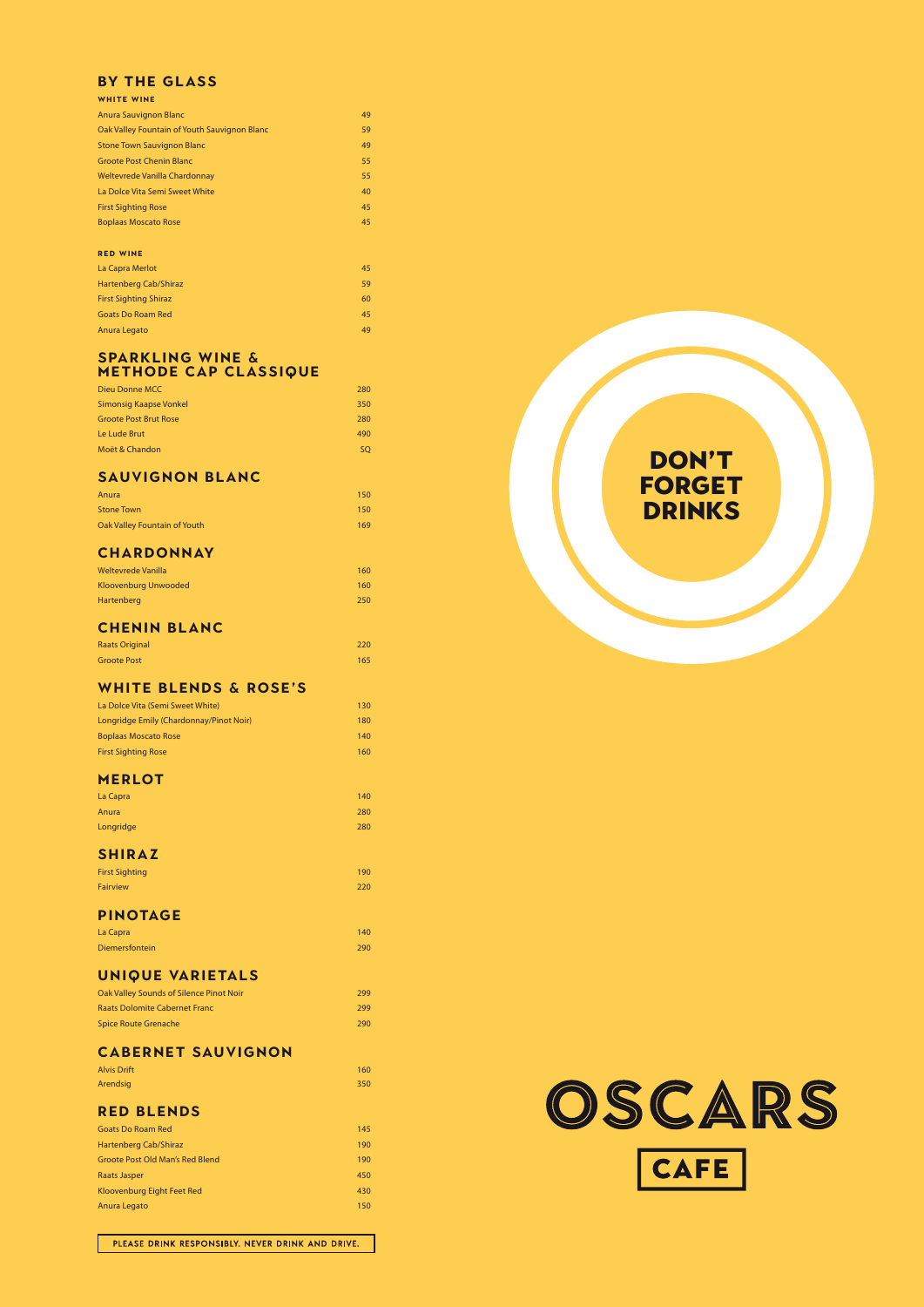## BY THE GLASS

### WHITE WINE

| | |
|---|---|
| Anura Sauvignon Blanc | 49 |
| Oak Valley Fountain of Youth Sauvignon Blanc | 59 |
| Stone Town Sauvignon Blanc | 49 |
| Groote Post Chenin Blanc | 55 |
| Weltevrede Vanilla Chardonnay | 55 |
| La Dolce Vita Semi Sweet White | 40 |
| First Sighting Rose | 45 |
| Boplaas Moscato Rose | 45 |

### RED WINE

| | |
|---|---|
| La Capra Merlot | 45 |
| Hartenberg Cab/Shiraz | 59 |
| First Sighting Shiraz | 60 |
| Goats Do Roam Red | 45 |
| Anura Legato | 49 |

## SPARKLING WINE & METHODE CAP CLASSIQUE

| | |
|---|---|
| Dieu Donne MCC | 280 |
| Simonsig Kaapse Vonkel | 350 |
| Groote Post Brut Rose | 280 |
| Le Lude Brut | 490 |
| Moët & Chandon | SQ |

## SAUVIGNON BLANC

| | |
|---|---|
| Anura | 150 |
| Stone Town | 150 |
| Oak Valley Fountain of Youth | 169 |

## CHARDONNAY

| | |
|---|---|
| Weltevrede Vanilla | 160 |
| Kloovenburg Unwooded | 160 |
| Hartenberg | 250 |

## CHENIN BLANC

| | |
|---|---|
| Raats Original | 220 |
| Groote Post | 165 |

## WHITE BLENDS & ROSE'S

| | |
|---|---|
| La Dolce Vita (Semi Sweet White) | 130 |
| Longridge Emily (Chardonnay/Pinot Noir) | 180 |
| Boplaas Moscato Rose | 140 |
| First Sighting Rose | 160 |

## MERLOT

| | |
|---|---|
| La Capra | 140 |
| Anura | 280 |
| Longridge | 280 |

## SHIRAZ

| | |
|---|---|
| First Sighting | 190 |
| Fairview | 220 |

## PINOTAGE

| | |
|---|---|
| La Capra | 140 |
| Diemersfontein | 290 |

## UNIQUE VARIETALS

| | |
|---|---|
| Oak Valley Sounds of Silence Pinot Noir | 299 |
| Raats Dolomite Cabernet Franc | 299 |
| Spice Route Grenache | 290 |

## CABERNET SAUVIGNON

| | |
|---|---|
| Alvis Drift | 160 |
| Arendsig | 350 |

## RED BLENDS

| | |
|---|---|
| Goats Do Roam Red | 145 |
| Hartenberg Cab/Shiraz | 190 |
| Groote Post Old Man's Red Blend | 190 |
| Raats Jasper | 450 |
| Kloovenburg Eight Feet Red | 430 |
| Anura Legato | 150 |

PLEASE DRINK RESPONSIBLY. NEVER DRINK AND DRIVE.

DON'T FORGET DRINKS

OSCARS CAFE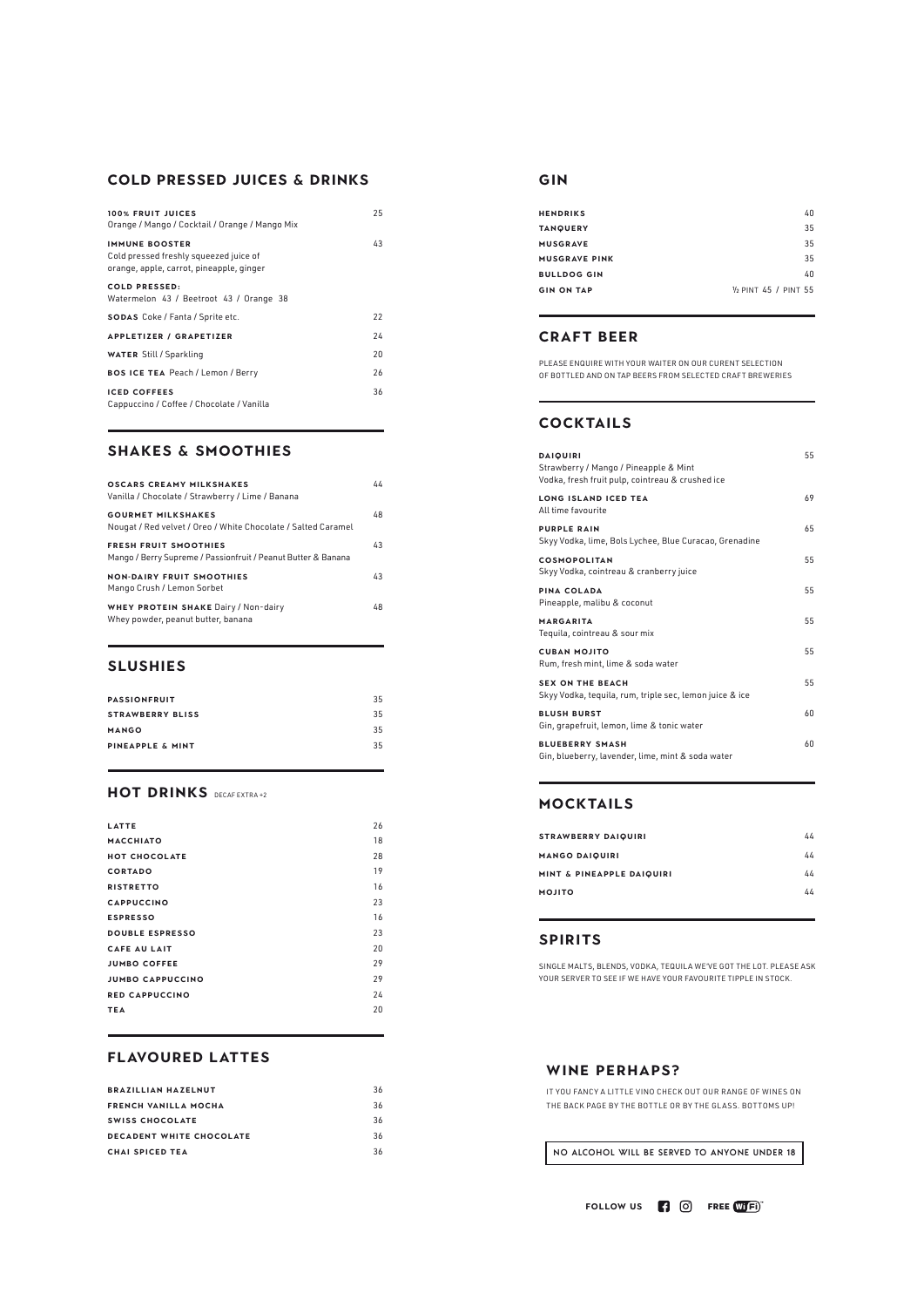## COLD PRESSED JUICES & DRINKS

| | |
|---|---|
| **100% FRUIT JUICES**<br>Orange / Mango / Cocktail / Orange / Mango Mix | 25 |
| **IMMUNE BOOSTER**<br>Cold pressed freshly squeezed juice of orange, apple, carrot, pineapple, ginger | 43 |
| **COLD PRESSED:**<br>Watermelon 43 / Beetroot 43 / Orange 38 | |
| **SODAS** Coke / Fanta / Sprite etc. | 22 |
| **APPLETIZER / GRAPETIZER** | 24 |
| **WATER** Still / Sparkling | 20 |
| **BOS ICE TEA** Peach / Lemon / Berry | 26 |
| **ICED COFFEES**<br>Cappuccino / Coffee / Chocolate / Vanilla | 36 |

## SHAKES & SMOOTHIES

| | |
|---|---|
| **OSCARS CREAMY MILKSHAKES**<br>Vanilla / Chocolate / Strawberry / Lime / Banana | 44 |
| **GOURMET MILKSHAKES**<br>Nougat / Red velvet / Oreo / White Chocolate / Salted Caramel | 48 |
| **FRESH FRUIT SMOOTHIES**<br>Mango / Berry Supreme / Passionfruit / Peanut Butter & Banana | 43 |
| **NON-DAIRY FRUIT SMOOTHIES**<br>Mango Crush / Lemon Sorbet | 43 |
| **WHEY PROTEIN SHAKE** Dairy / Non-dairy<br>Whey powder, peanut butter, banana | 48 |

## SLUSHIES

| | |
|---|---|
| **PASSIONFRUIT** | 35 |
| **STRAWBERRY BLISS** | 35 |
| **MANGO** | 35 |
| **PINEAPPLE & MINT** | 35 |

## HOT DRINKS DECAF EXTRA +2

| | |
|---|---|
| **LATTE** | 26 |
| **MACCHIATO** | 18 |
| **HOT CHOCOLATE** | 28 |
| **CORTADO** | 19 |
| **RISTRETTO** | 16 |
| **CAPPUCCINO** | 23 |
| **ESPRESSO** | 16 |
| **DOUBLE ESPRESSO** | 23 |
| **CAFE AU LAIT** | 20 |
| **JUMBO COFFEE** | 29 |
| **JUMBO CAPPUCCINO** | 29 |
| **RED CAPPUCCINO** | 24 |
| **TEA** | 20 |

## FLAVOURED LATTES

| | |
|---|---|
| **BRAZILLIAN HAZELNUT** | 36 |
| **FRENCH VANILLA MOCHA** | 36 |
| **SWISS CHOCOLATE** | 36 |
| **DECADENT WHITE CHOCOLATE** | 36 |
| **CHAI SPICED TEA** | 36 |

## GIN

| | |
|---|---|
| **HENDRIKS** | 40 |
| **TANQUERY** | 35 |
| **MUSGRAVE** | 35 |
| **MUSGRAVE PINK** | 35 |
| **BULLDOG GIN** | 40 |
| **GIN ON TAP** | ½ PINT 45 / PINT 55 |

## CRAFT BEER

PLEASE ENQUIRE WITH YOUR WAITER ON OUR CURENT SELECTION OF BOTTLED AND ON TAP BEERS FROM SELECTED CRAFT BREWERIES

## COCKTAILS

| | |
|---|---|
| **DAIQUIRI**<br>Strawberry / Mango / Pineapple & Mint<br>Vodka, fresh fruit pulp, cointreau & crushed ice | 55 |
| **LONG ISLAND ICED TEA**<br>All time favourite | 69 |
| **PURPLE RAIN**<br>Skyy Vodka, lime, Bols Lychee, Blue Curacao, Grenadine | 65 |
| **COSMOPOLITAN**<br>Skyy Vodka, cointreau & cranberry juice | 55 |
| **PINA COLADA**<br>Pineapple, malibu & coconut | 55 |
| **MARGARITA**<br>Tequila, cointreau & sour mix | 55 |
| **CUBAN MOJITO**<br>Rum, fresh mint, lime & soda water | 55 |
| **SEX ON THE BEACH**<br>Skyy Vodka, tequila, rum, triple sec, lemon juice & ice | 55 |
| **BLUSH BURST**<br>Gin, grapefruit, lemon, lime & tonic water | 60 |
| **BLUEBERRY SMASH**<br>Gin, blueberry, lavender, lime, mint & soda water | 60 |

## MOCKTAILS

| | |
|---|---|
| **STRAWBERRY DAIQUIRI** | 44 |
| **MANGO DAIQUIRI** | 44 |
| **MINT & PINEAPPLE DAIQUIRI** | 44 |
| **MOJITO** | 44 |

## SPIRITS

SINGLE MALTS, BLENDS, VODKA, TEQUILA WE'VE GOT THE LOT. PLEASE ASK YOUR SERVER TO SEE IF WE HAVE YOUR FAVOURITE TIPPLE IN STOCK.

## WINE PERHAPS?

IT YOU FANCY A LITTLE VINO CHECK OUT OUR RANGE OF WINES ON THE BACK PAGE BY THE BOTTLE OR BY THE GLASS. BOTTOMS UP!

**NO ALCOHOL WILL BE SERVED TO ANYONE UNDER 18**

**FOLLOW US** **FREE WIFI**